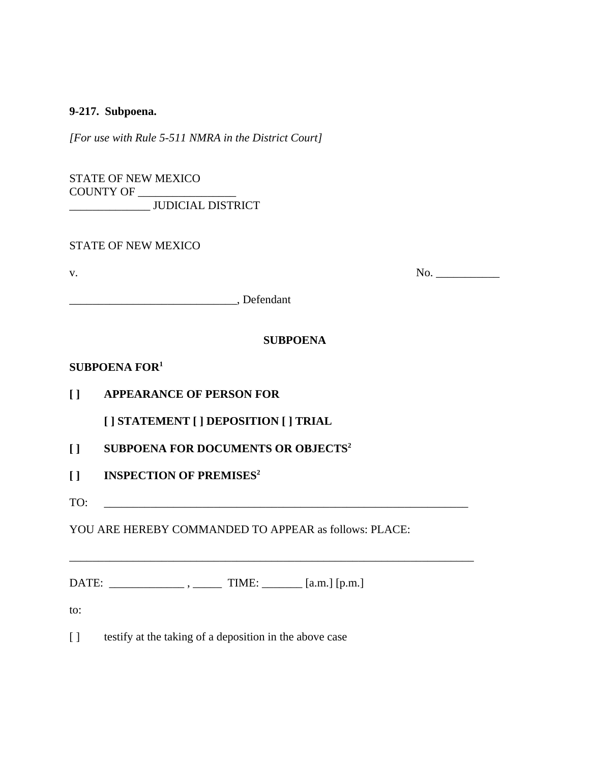**9-217. Subpoena.**

*[For use with Rule 5-511 NMRA in the District Court]*

STATE OF NEW MEXICO
COUNTY OF _________________
______________ JUDICIAL DISTRICT

STATE OF NEW MEXICO

v. No. ___________

_____________________________, Defendant

**SUBPOENA**

**SUBPOENA FOR[1]**

**[ ] APPEARANCE OF PERSON FOR**

**[ ] STATEMENT [ ] DEPOSITION [ ] TRIAL**

**[ ] SUBPOENA FOR DOCUMENTS OR OBJECTS[2]**

**[ ] INSPECTION OF PREMISES[2]**

TO: ____________________________________________________________________

YOU ARE HEREBY COMMANDED TO APPEAR as follows: PLACE:

_________________________________________________________________________

DATE: _____________ , _____ TIME: _______ [a.m.] [p.m.]

to:

[ ] testify at the taking of a deposition in the above case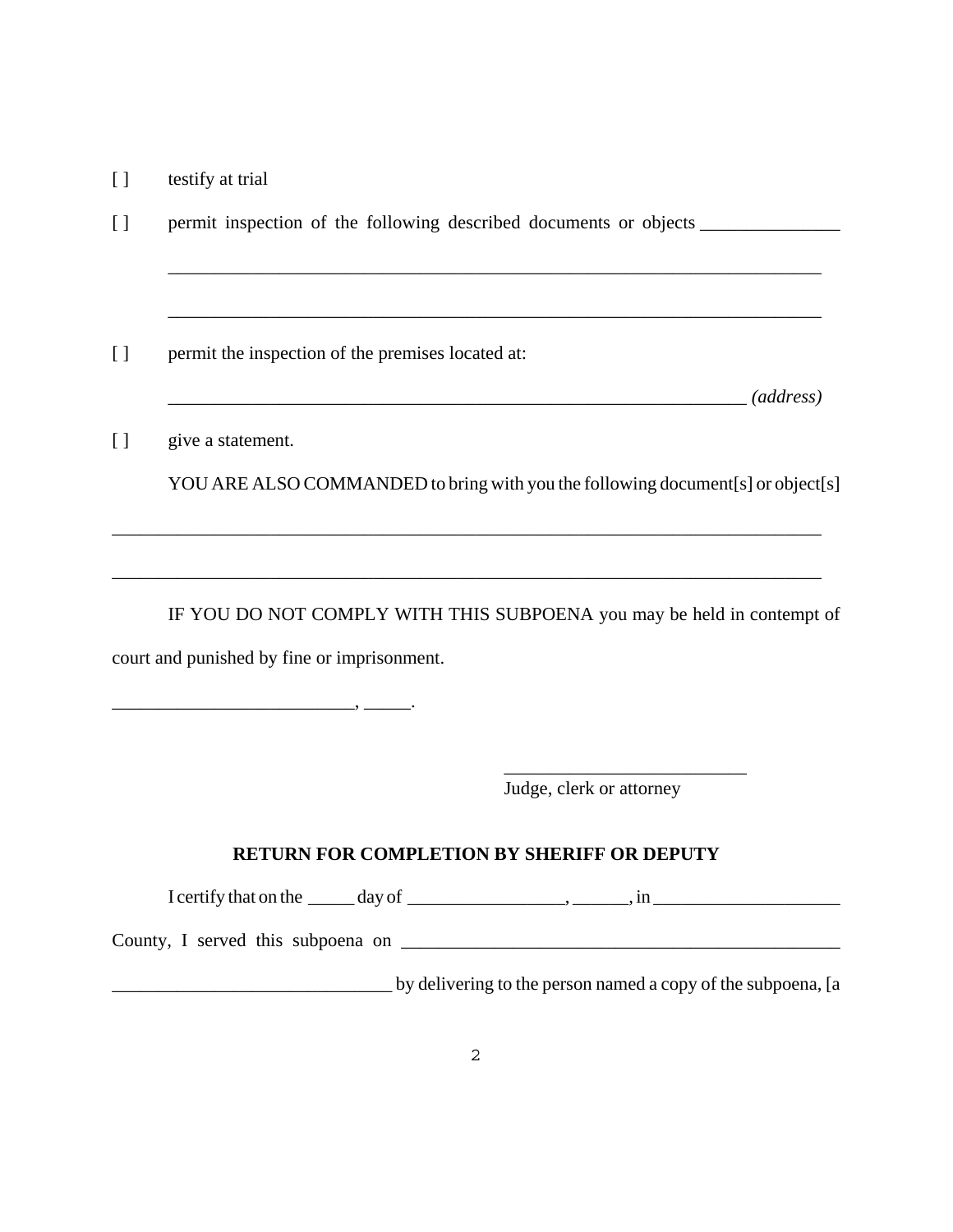[ ] testify at trial

[ ] permit inspection of the following described documents or objects _______________

_________________________________________________________________________

_________________________________________________________________________

[ ] permit the inspection of the premises located at:

_________________________________________________________________ *(address)*

[ ] give a statement.

YOU ARE ALSO COMMANDED to bring with you the following document[s] or object[s]

_________________________________________________________________________

_________________________________________________________________________

IF YOU DO NOT COMPLY WITH THIS SUBPOENA you may be held in contempt of court and punished by fine or imprisonment.

__________________________, _____.

___________________________
Judge, clerk or attorney

**RETURN FOR COMPLETION BY SHERIFF OR DEPUTY**

I certify that on the _____ day of _________________, ______, in ____________________ County, I served this subpoena on _________________________________________________ ______________________________ by delivering to the person named a copy of the subpoena, [a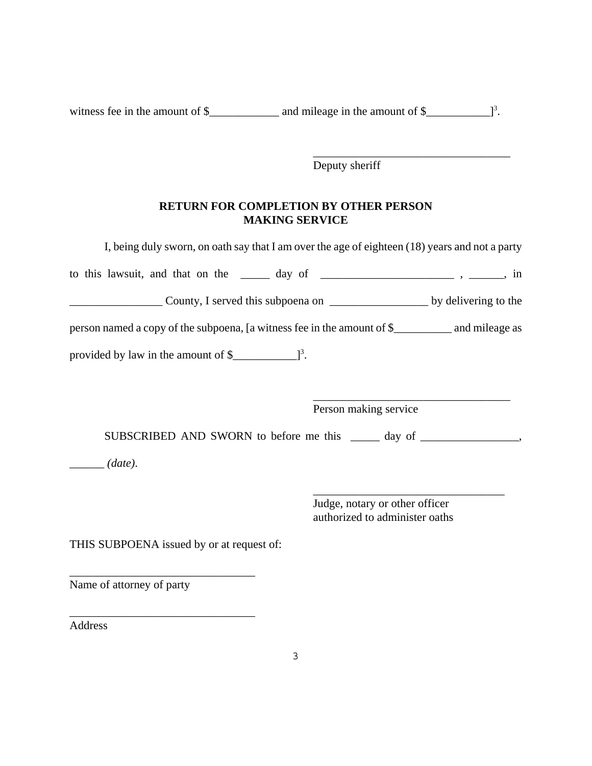witness fee in the amount of $____________ and mileage in the amount of $___________][3].

___________________________________
Deputy sheriff

**RETURN FOR COMPLETION BY OTHER PERSON MAKING SERVICE**

I, being duly sworn, on oath say that I am over the age of eighteen (18) years and not a party to this lawsuit, and that on the _____ day of _______________________ , ______, in ________________ County, I served this subpoena on _________________ by delivering to the person named a copy of the subpoena, [a witness fee in the amount of $__________ and mileage as provided by law in the amount of $___________][3].

___________________________________
Person making service

SUBSCRIBED AND SWORN to before me this _____ day of _________________, ______ *(date)*.

___________________________________
Judge, notary or other officer
authorized to administer oaths

THIS SUBPOENA issued by or at request of:

_________________________________
Name of attorney of party

_________________________________
Address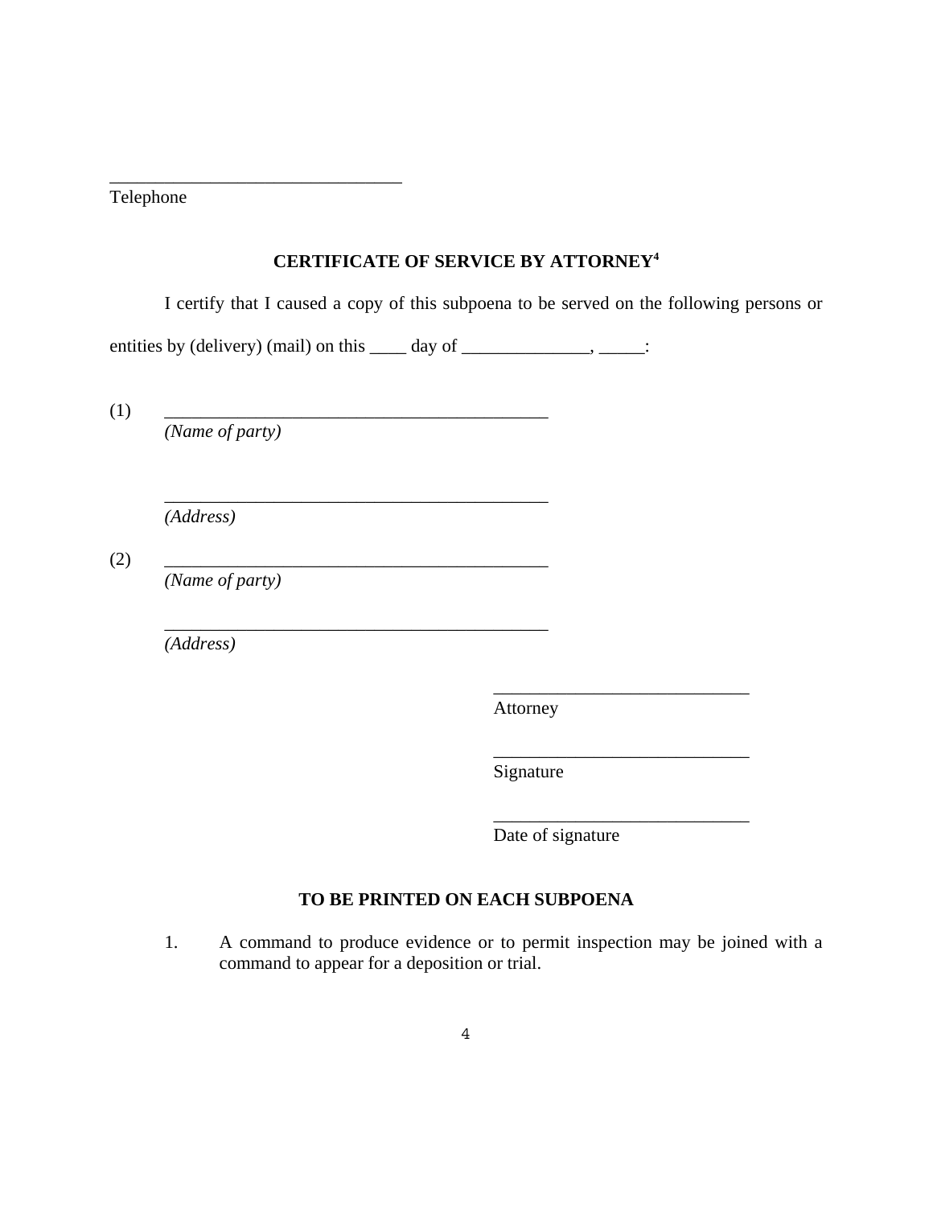________________________________
Telephone

## CERTIFICATE OF SERVICE BY ATTORNEY[4]

I certify that I caused a copy of this subpoena to be served on the following persons or entities by (delivery) (mail) on this ____ day of ______________, _____:

(1) ___________________________________________
*(Name of party)*

___________________________________________
*(Address)*

(2) ___________________________________________
*(Name of party)*

___________________________________________
*(Address)*

____________________________
Attorney

____________________________
Signature

____________________________
Date of signature

## TO BE PRINTED ON EACH SUBPOENA

1. A command to produce evidence or to permit inspection may be joined with a command to appear for a deposition or trial.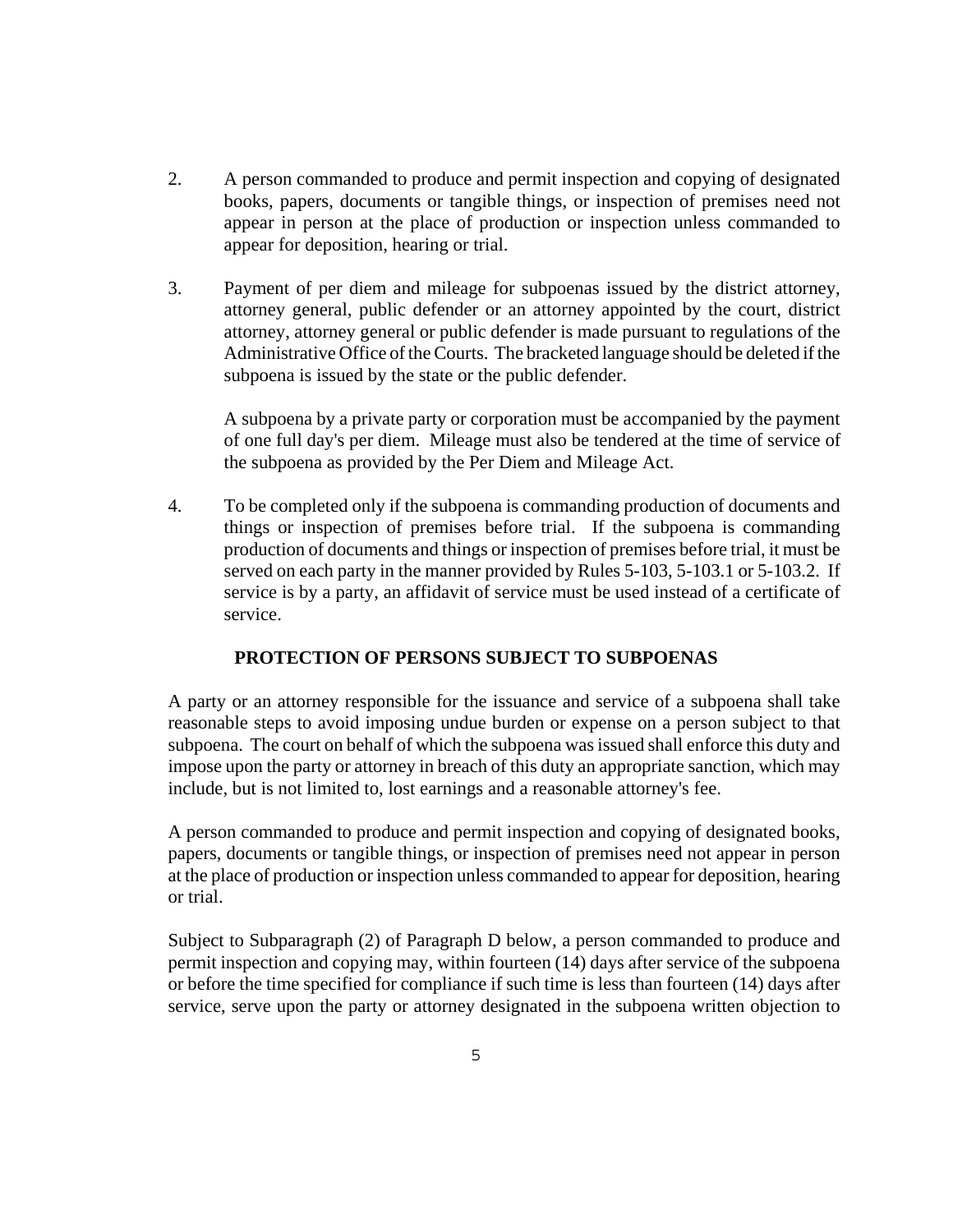2. A person commanded to produce and permit inspection and copying of designated books, papers, documents or tangible things, or inspection of premises need not appear in person at the place of production or inspection unless commanded to appear for deposition, hearing or trial.

3. Payment of per diem and mileage for subpoenas issued by the district attorney, attorney general, public defender or an attorney appointed by the court, district attorney, attorney general or public defender is made pursuant to regulations of the Administrative Office of the Courts. The bracketed language should be deleted if the subpoena is issued by the state or the public defender.

   A subpoena by a private party or corporation must be accompanied by the payment of one full day's per diem. Mileage must also be tendered at the time of service of the subpoena as provided by the Per Diem and Mileage Act.

4. To be completed only if the subpoena is commanding production of documents and things or inspection of premises before trial. If the subpoena is commanding production of documents and things or inspection of premises before trial, it must be served on each party in the manner provided by Rules 5-103, 5-103.1 or 5-103.2. If service is by a party, an affidavit of service must be used instead of a certificate of service.

**PROTECTION OF PERSONS SUBJECT TO SUBPOENAS**

A party or an attorney responsible for the issuance and service of a subpoena shall take reasonable steps to avoid imposing undue burden or expense on a person subject to that subpoena. The court on behalf of which the subpoena was issued shall enforce this duty and impose upon the party or attorney in breach of this duty an appropriate sanction, which may include, but is not limited to, lost earnings and a reasonable attorney's fee.

A person commanded to produce and permit inspection and copying of designated books, papers, documents or tangible things, or inspection of premises need not appear in person at the place of production or inspection unless commanded to appear for deposition, hearing or trial.

Subject to Subparagraph (2) of Paragraph D below, a person commanded to produce and permit inspection and copying may, within fourteen (14) days after service of the subpoena or before the time specified for compliance if such time is less than fourteen (14) days after service, serve upon the party or attorney designated in the subpoena written objection to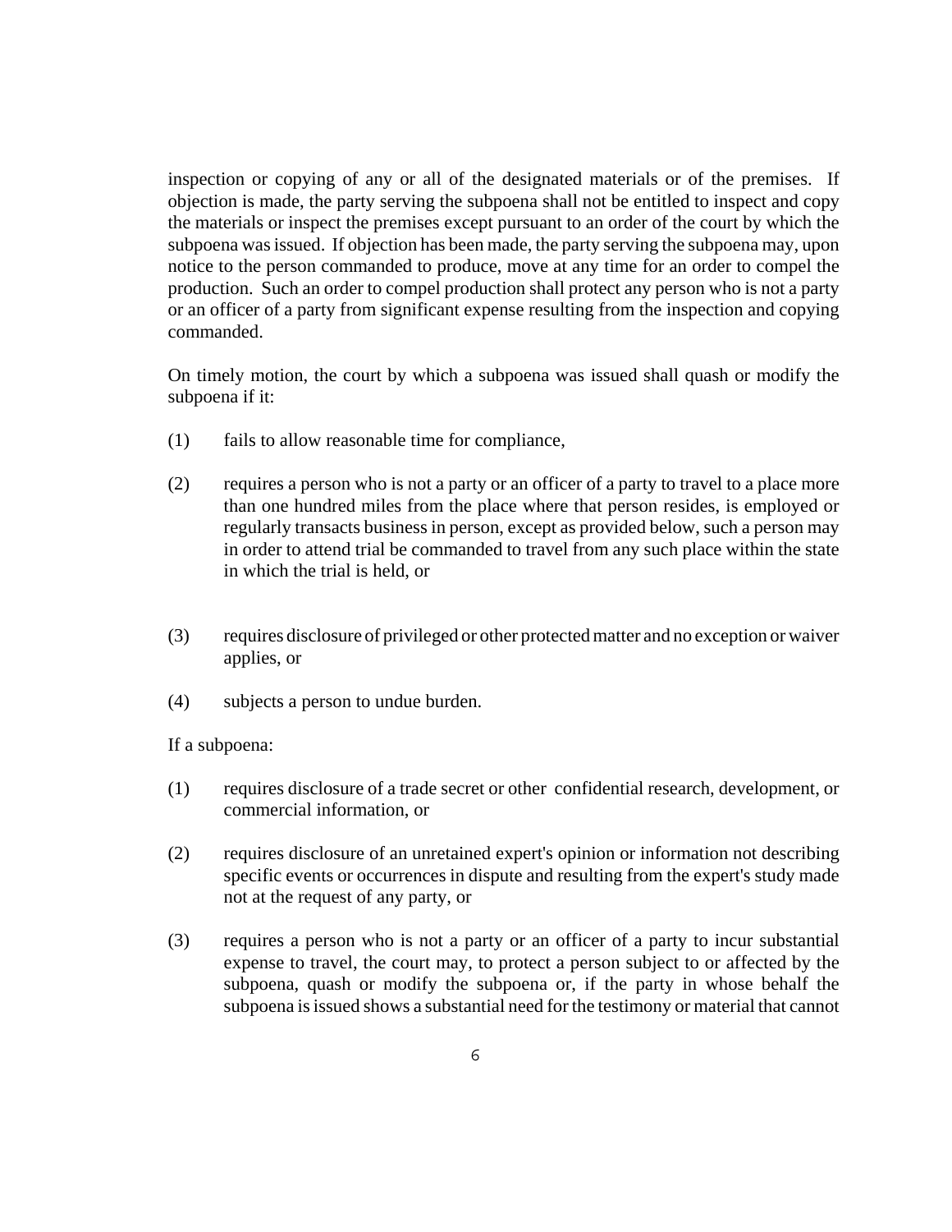inspection or copying of any or all of the designated materials or of the premises. If objection is made, the party serving the subpoena shall not be entitled to inspect and copy the materials or inspect the premises except pursuant to an order of the court by which the subpoena was issued. If objection has been made, the party serving the subpoena may, upon notice to the person commanded to produce, move at any time for an order to compel the production. Such an order to compel production shall protect any person who is not a party or an officer of a party from significant expense resulting from the inspection and copying commanded.

On timely motion, the court by which a subpoena was issued shall quash or modify the subpoena if it:

(1) fails to allow reasonable time for compliance,

(2) requires a person who is not a party or an officer of a party to travel to a place more than one hundred miles from the place where that person resides, is employed or regularly transacts business in person, except as provided below, such a person may in order to attend trial be commanded to travel from any such place within the state in which the trial is held, or

(3) requires disclosure of privileged or other protected matter and no exception or waiver applies, or

(4) subjects a person to undue burden.

If a subpoena:

(1) requires disclosure of a trade secret or other confidential research, development, or commercial information, or

(2) requires disclosure of an unretained expert's opinion or information not describing specific events or occurrences in dispute and resulting from the expert's study made not at the request of any party, or

(3) requires a person who is not a party or an officer of a party to incur substantial expense to travel, the court may, to protect a person subject to or affected by the subpoena, quash or modify the subpoena or, if the party in whose behalf the subpoena is issued shows a substantial need for the testimony or material that cannot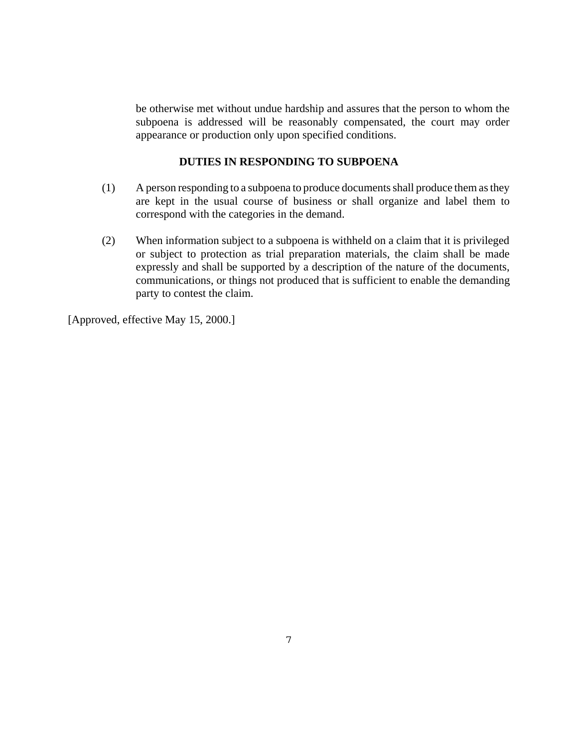be otherwise met without undue hardship and assures that the person to whom the subpoena is addressed will be reasonably compensated, the court may order appearance or production only upon specified conditions.

**DUTIES IN RESPONDING TO SUBPOENA**

(1) A person responding to a subpoena to produce documents shall produce them as they are kept in the usual course of business or shall organize and label them to correspond with the categories in the demand.

(2) When information subject to a subpoena is withheld on a claim that it is privileged or subject to protection as trial preparation materials, the claim shall be made expressly and shall be supported by a description of the nature of the documents, communications, or things not produced that is sufficient to enable the demanding party to contest the claim.

[Approved, effective May 15, 2000.]